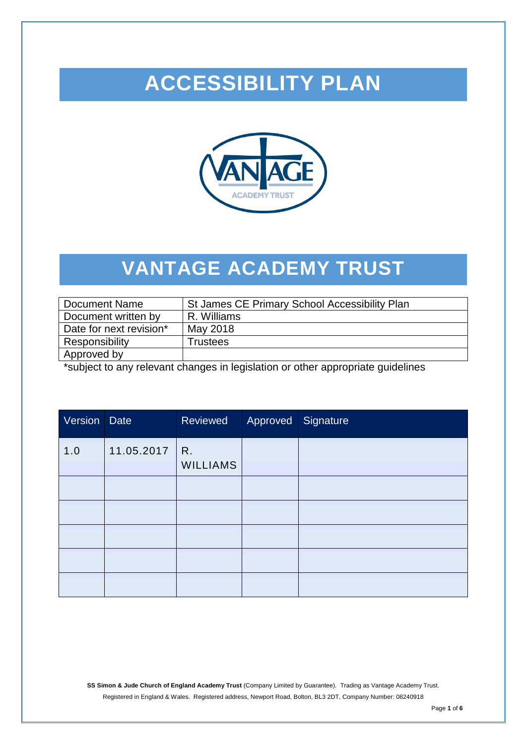# ACCESSIBILITY PLAN

# VANTAGE ACADEMY TRUST

| Document Name | St James CE Primary School Accessibility Plan |
|---|---|
| Document written by | R. Williams |
| Date for next revision* | May 2018 |
| Responsibility | Trustees |
| Approved by | |

*subject to any relevant changes in legislation or other appropriate guidelines

| Version | Date | Reviewed | Approved | Signature |
|---|---|---|---|---|
| 1.0 | 11.05.2017 | R. WILLIAMS | | |
| | | | | |
| | | | | |
| | | | | |
| | | | | |
| | | | | |

**SS Simon & Jude Church of England Academy Trust** (Company Limited by Guarantee). Trading as Vantage Academy Trust.
Registered in England & Wales. Registered address, Newport Road, Bolton, BL3 2DT, Company Number: 08240918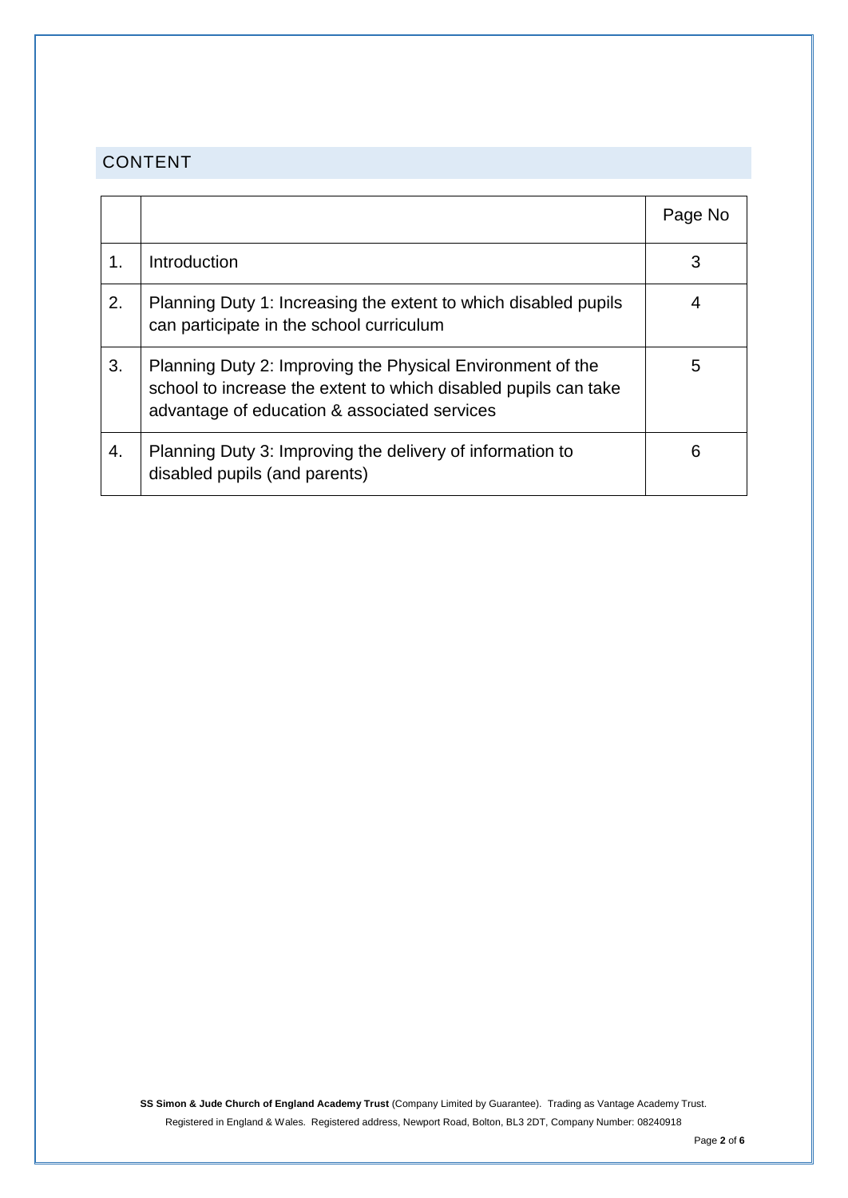## CONTENT

| | | Page No |
|---|---|---|
| 1. | Introduction | 3 |
| 2. | Planning Duty 1: Increasing the extent to which disabled pupils can participate in the school curriculum | 4 |
| 3. | Planning Duty 2: Improving the Physical Environment of the school to increase the extent to which disabled pupils can take advantage of education & associated services | 5 |
| 4. | Planning Duty 3: Improving the delivery of information to disabled pupils (and parents) | 6 |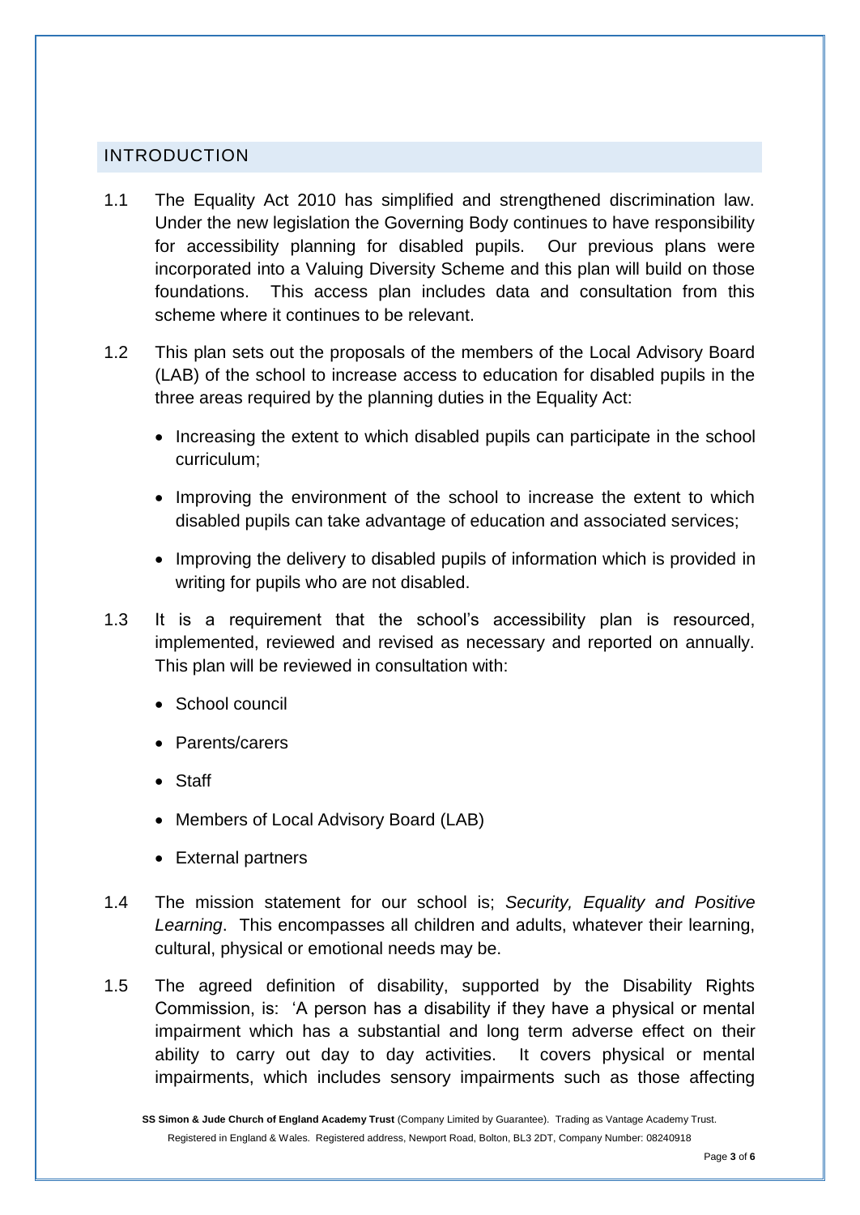## INTRODUCTION

1.1 The Equality Act 2010 has simplified and strengthened discrimination law. Under the new legislation the Governing Body continues to have responsibility for accessibility planning for disabled pupils. Our previous plans were incorporated into a Valuing Diversity Scheme and this plan will build on those foundations. This access plan includes data and consultation from this scheme where it continues to be relevant.

1.2 This plan sets out the proposals of the members of the Local Advisory Board (LAB) of the school to increase access to education for disabled pupils in the three areas required by the planning duties in the Equality Act:

- Increasing the extent to which disabled pupils can participate in the school curriculum;
- Improving the environment of the school to increase the extent to which disabled pupils can take advantage of education and associated services;
- Improving the delivery to disabled pupils of information which is provided in writing for pupils who are not disabled.

1.3 It is a requirement that the school's accessibility plan is resourced, implemented, reviewed and revised as necessary and reported on annually. This plan will be reviewed in consultation with:

- School council
- Parents/carers
- Staff
- Members of Local Advisory Board (LAB)
- External partners

1.4 The mission statement for our school is; *Security, Equality and Positive Learning*. This encompasses all children and adults, whatever their learning, cultural, physical or emotional needs may be.

1.5 The agreed definition of disability, supported by the Disability Rights Commission, is: 'A person has a disability if they have a physical or mental impairment which has a substantial and long term adverse effect on their ability to carry out day to day activities. It covers physical or mental impairments, which includes sensory impairments such as those affecting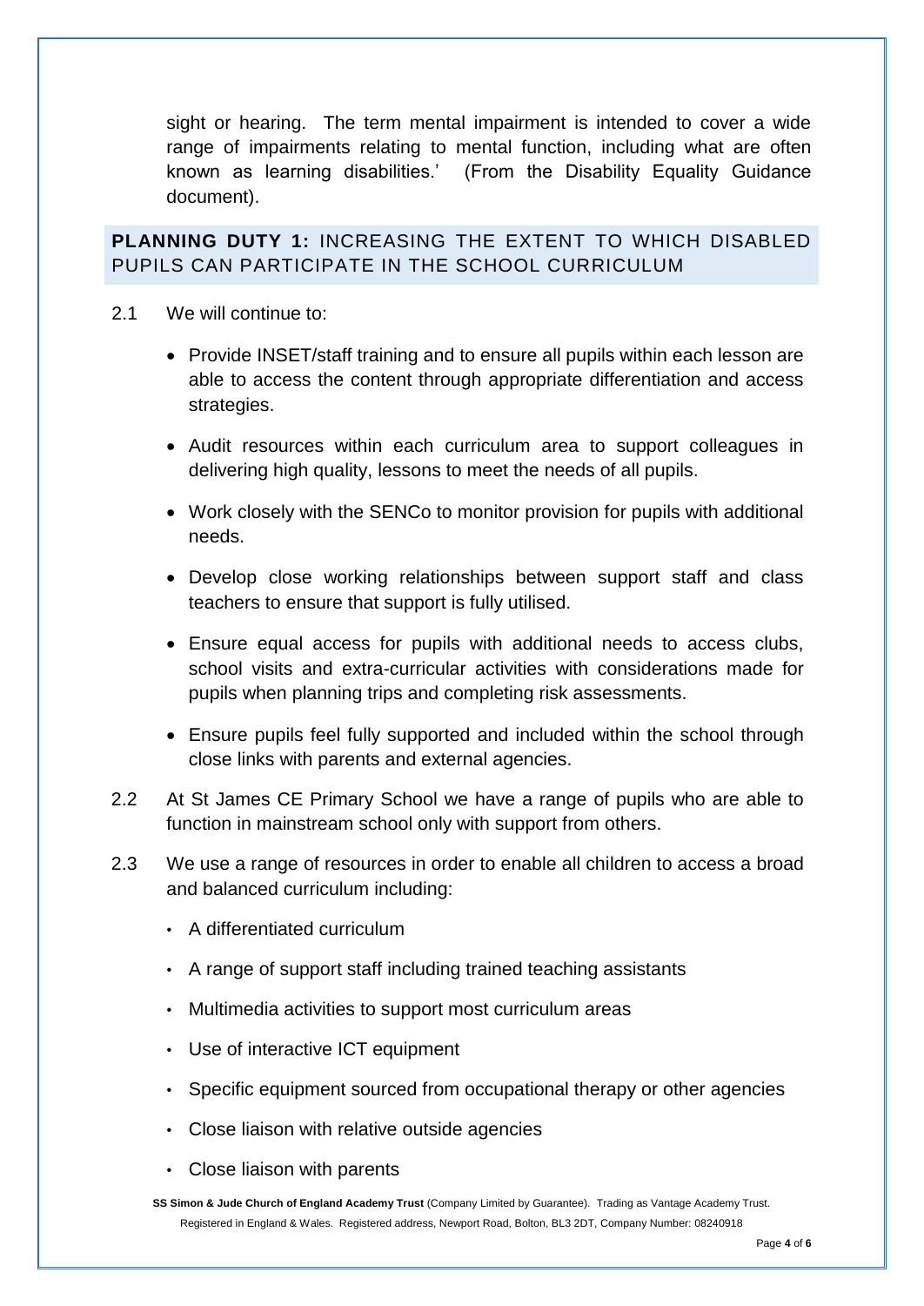sight or hearing. The term mental impairment is intended to cover a wide range of impairments relating to mental function, including what are often known as learning disabilities.' (From the Disability Equality Guidance document).

## **PLANNING DUTY 1:** INCREASING THE EXTENT TO WHICH DISABLED PUPILS CAN PARTICIPATE IN THE SCHOOL CURRICULUM

2.1 We will continue to:

- Provide INSET/staff training and to ensure all pupils within each lesson are able to access the content through appropriate differentiation and access strategies.
- Audit resources within each curriculum area to support colleagues in delivering high quality, lessons to meet the needs of all pupils.
- Work closely with the SENCo to monitor provision for pupils with additional needs.
- Develop close working relationships between support staff and class teachers to ensure that support is fully utilised.
- Ensure equal access for pupils with additional needs to access clubs, school visits and extra-curricular activities with considerations made for pupils when planning trips and completing risk assessments.
- Ensure pupils feel fully supported and included within the school through close links with parents and external agencies.

2.2 At St James CE Primary School we have a range of pupils who are able to function in mainstream school only with support from others.

2.3 We use a range of resources in order to enable all children to access a broad and balanced curriculum including:

- A differentiated curriculum
- A range of support staff including trained teaching assistants
- Multimedia activities to support most curriculum areas
- Use of interactive ICT equipment
- Specific equipment sourced from occupational therapy or other agencies
- Close liaison with relative outside agencies
- Close liaison with parents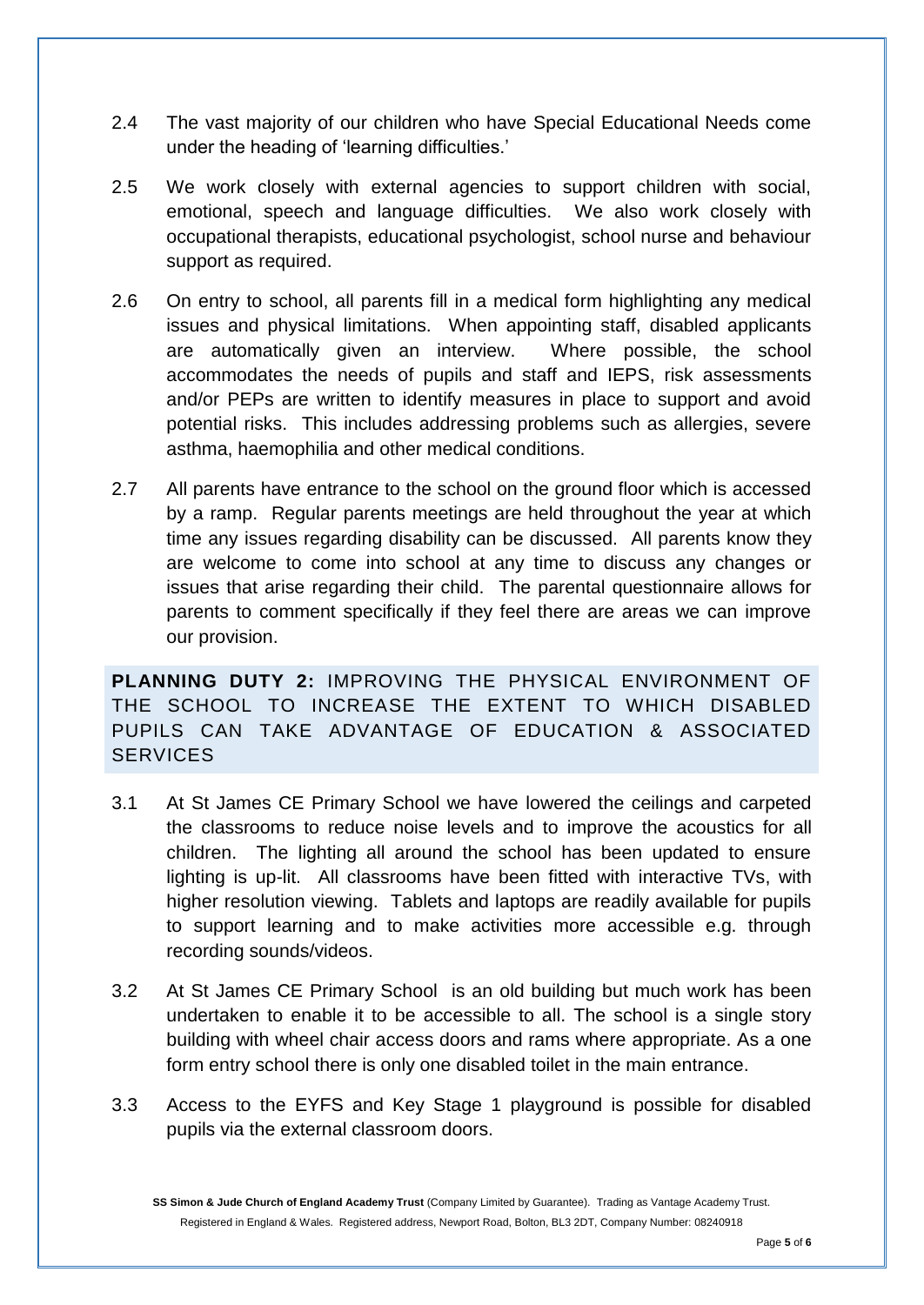2.4 The vast majority of our children who have Special Educational Needs come under the heading of 'learning difficulties.'

2.5 We work closely with external agencies to support children with social, emotional, speech and language difficulties. We also work closely with occupational therapists, educational psychologist, school nurse and behaviour support as required.

2.6 On entry to school, all parents fill in a medical form highlighting any medical issues and physical limitations. When appointing staff, disabled applicants are automatically given an interview. Where possible, the school accommodates the needs of pupils and staff and IEPS, risk assessments and/or PEPs are written to identify measures in place to support and avoid potential risks. This includes addressing problems such as allergies, severe asthma, haemophilia and other medical conditions.

2.7 All parents have entrance to the school on the ground floor which is accessed by a ramp. Regular parents meetings are held throughout the year at which time any issues regarding disability can be discussed. All parents know they are welcome to come into school at any time to discuss any changes or issues that arise regarding their child. The parental questionnaire allows for parents to comment specifically if they feel there are areas we can improve our provision.

## **PLANNING DUTY 2:** IMPROVING THE PHYSICAL ENVIRONMENT OF THE SCHOOL TO INCREASE THE EXTENT TO WHICH DISABLED PUPILS CAN TAKE ADVANTAGE OF EDUCATION & ASSOCIATED SERVICES

3.1 At St James CE Primary School we have lowered the ceilings and carpeted the classrooms to reduce noise levels and to improve the acoustics for all children. The lighting all around the school has been updated to ensure lighting is up-lit. All classrooms have been fitted with interactive TVs, with higher resolution viewing. Tablets and laptops are readily available for pupils to support learning and to make activities more accessible e.g. through recording sounds/videos.

3.2 At St James CE Primary School is an old building but much work has been undertaken to enable it to be accessible to all. The school is a single story building with wheel chair access doors and rams where appropriate. As a one form entry school there is only one disabled toilet in the main entrance.

3.3 Access to the EYFS and Key Stage 1 playground is possible for disabled pupils via the external classroom doors.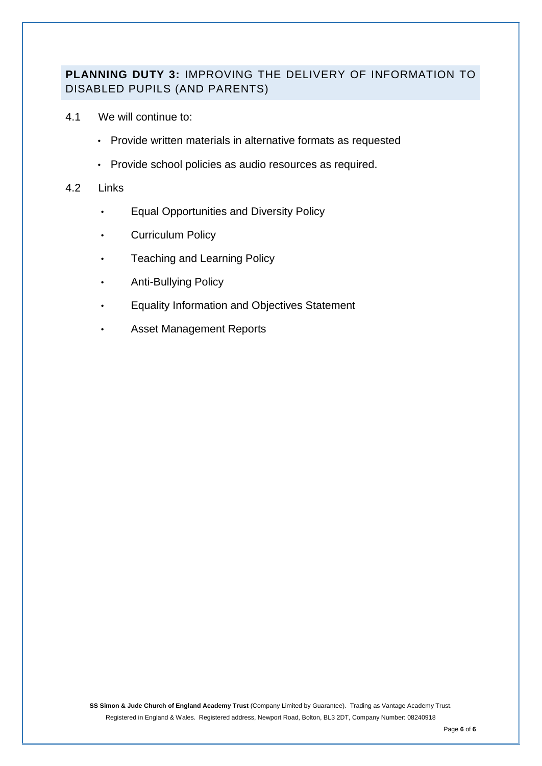## **PLANNING DUTY 3:** IMPROVING THE DELIVERY OF INFORMATION TO DISABLED PUPILS (AND PARENTS)

4.1 We will continue to:

- Provide written materials in alternative formats as requested
- Provide school policies as audio resources as required.

4.2 Links

- Equal Opportunities and Diversity Policy
- Curriculum Policy
- Teaching and Learning Policy
- Anti-Bullying Policy
- Equality Information and Objectives Statement
- Asset Management Reports

**SS Simon & Jude Church of England Academy Trust** (Company Limited by Guarantee). Trading as Vantage Academy Trust.
Registered in England & Wales. Registered address, Newport Road, Bolton, BL3 2DT, Company Number: 08240918